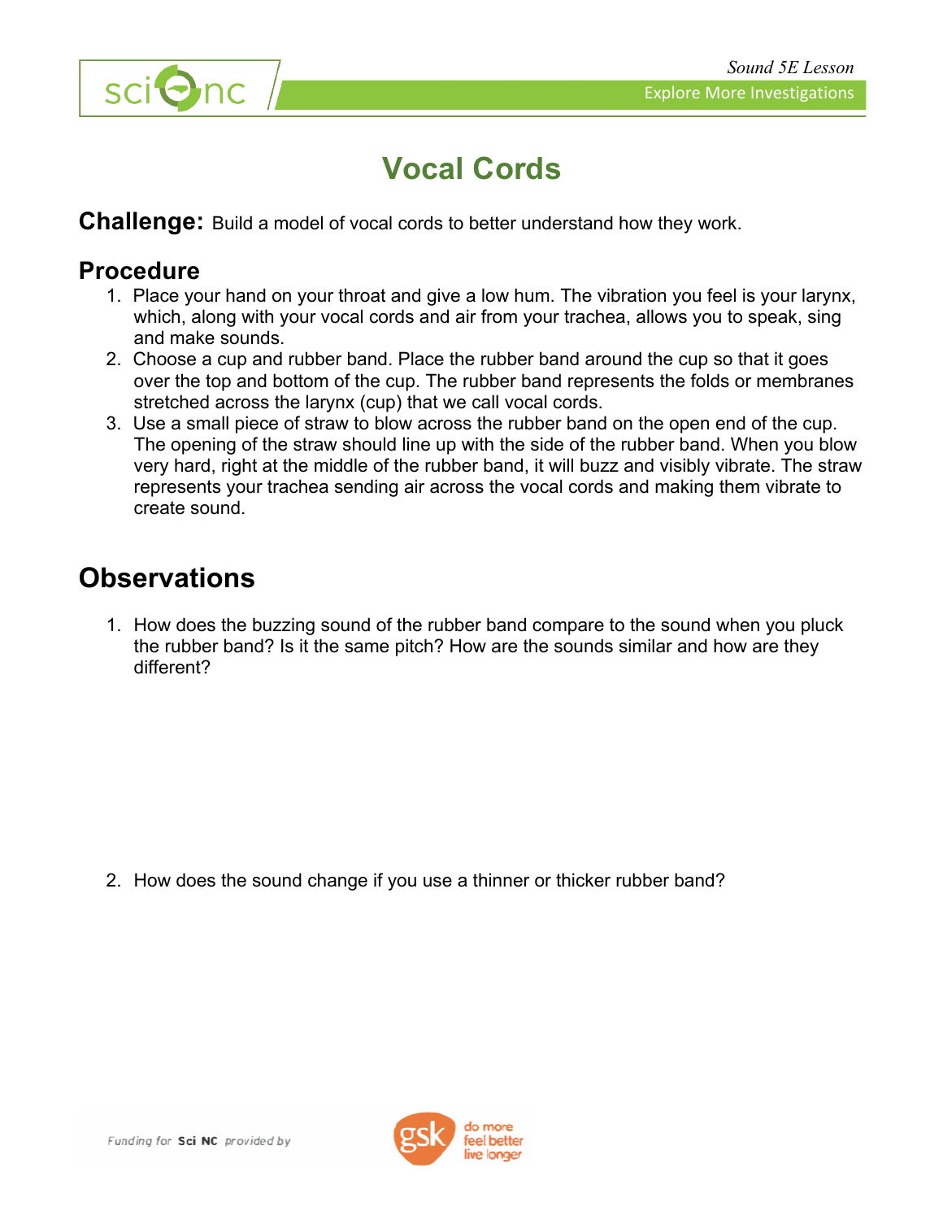# Vocal Cords

**Challenge:** Build a model of vocal cords to better understand how they work.

## Procedure

1. Place your hand on your throat and give a low hum. The vibration you feel is your larynx, which, along with your vocal cords and air from your trachea, allows you to speak, sing and make sounds.
2. Choose a cup and rubber band. Place the rubber band around the cup so that it goes over the top and bottom of the cup. The rubber band represents the folds or membranes stretched across the larynx (cup) that we call vocal cords.
3. Use a small piece of straw to blow across the rubber band on the open end of the cup. The opening of the straw should line up with the side of the rubber band. When you blow very hard, right at the middle of the rubber band, it will buzz and visibly vibrate. The straw represents your trachea sending air across the vocal cords and making them vibrate to create sound.

## Observations

1. How does the buzzing sound of the rubber band compare to the sound when you pluck the rubber band? Is it the same pitch? How are the sounds similar and how are they different?

2. How does the sound change if you use a thinner or thicker rubber band?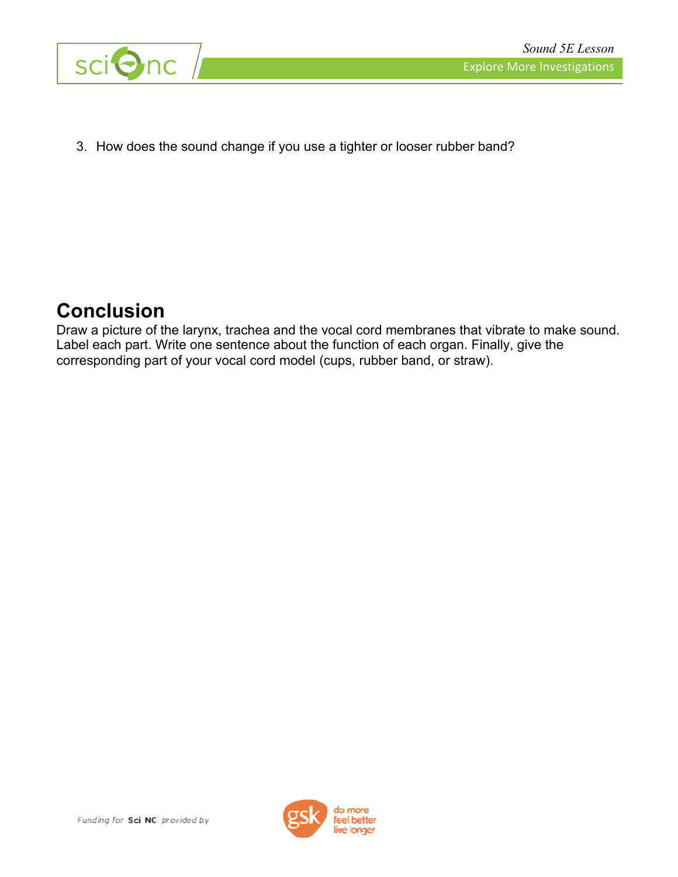3. How does the sound change if you use a tighter or looser rubber band?

## Conclusion

Draw a picture of the larynx, trachea and the vocal cord membranes that vibrate to make sound. Label each part. Write one sentence about the function of each organ. Finally, give the corresponding part of your vocal cord model (cups, rubber band, or straw).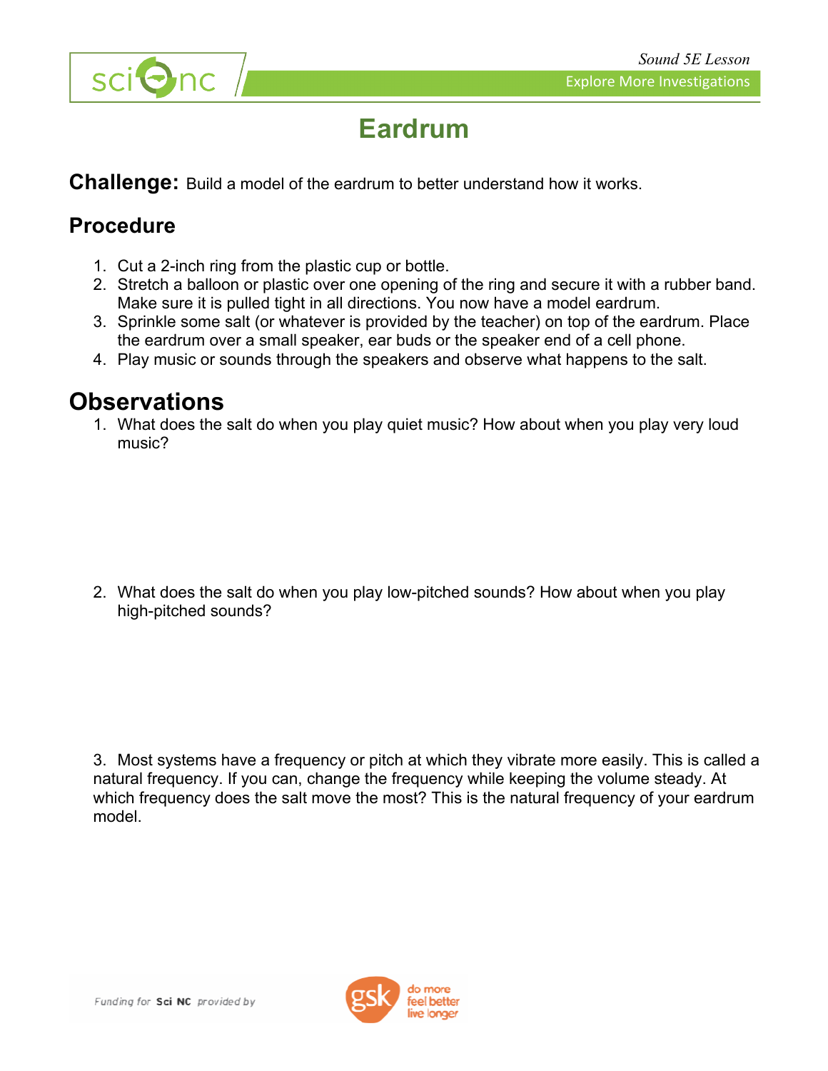# Eardrum

**Challenge:** Build a model of the eardrum to better understand how it works.

## Procedure

1. Cut a 2-inch ring from the plastic cup or bottle.
2. Stretch a balloon or plastic over one opening of the ring and secure it with a rubber band. Make sure it is pulled tight in all directions. You now have a model eardrum.
3. Sprinkle some salt (or whatever is provided by the teacher) on top of the eardrum. Place the eardrum over a small speaker, ear buds or the speaker end of a cell phone.
4. Play music or sounds through the speakers and observe what happens to the salt.

## Observations

1. What does the salt do when you play quiet music? How about when you play very loud music?

2. What does the salt do when you play low-pitched sounds? How about when you play high-pitched sounds?

3. Most systems have a frequency or pitch at which they vibrate more easily. This is called a natural frequency. If you can, change the frequency while keeping the volume steady. At which frequency does the salt move the most? This is the natural frequency of your eardrum model.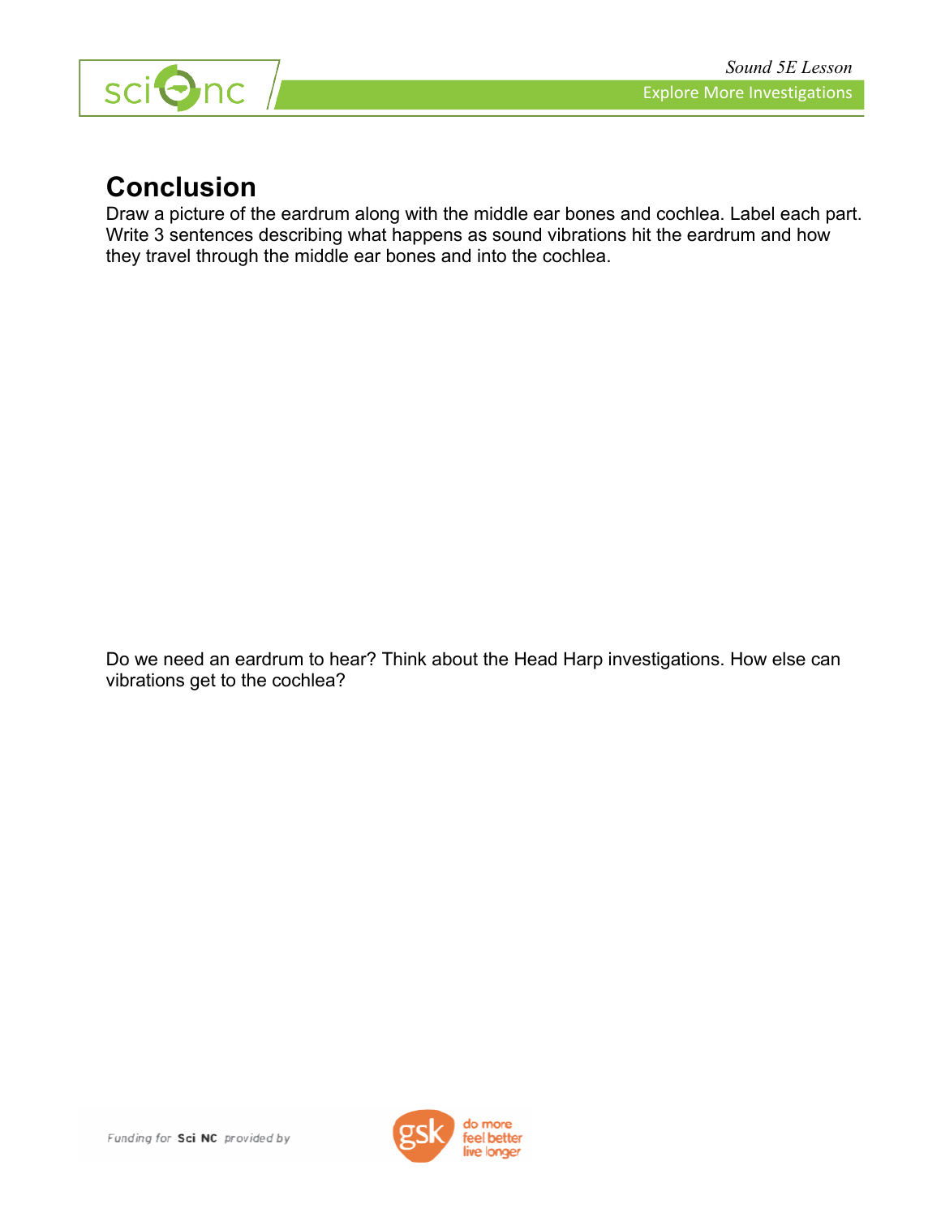## Conclusion

Draw a picture of the eardrum along with the middle ear bones and cochlea. Label each part. Write 3 sentences describing what happens as sound vibrations hit the eardrum and how they travel through the middle ear bones and into the cochlea.

Do we need an eardrum to hear? Think about the Head Harp investigations. How else can vibrations get to the cochlea?